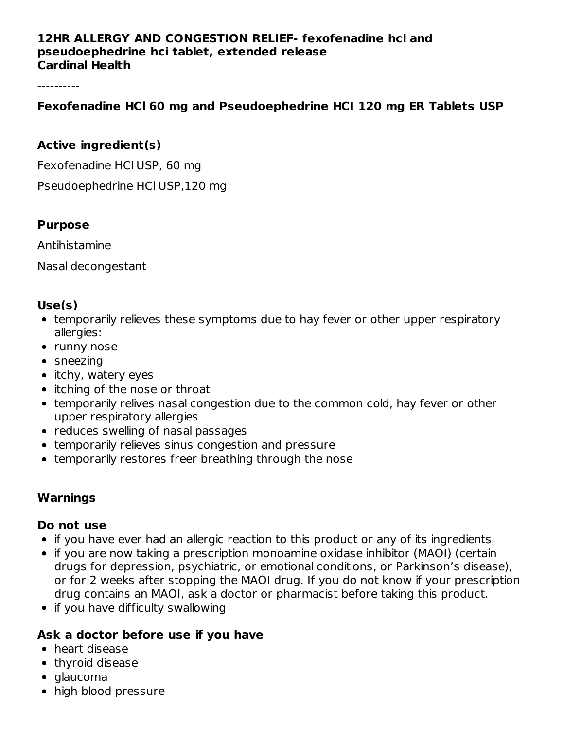**12HR ALLERGY AND CONGESTION RELIEF- fexofenadine hcl and pseudoephedrine hci tablet, extended release**
**Cardinal Health**

----------

## Fexofenadine HCl 60 mg and Pseudoephedrine HCl 120 mg ER Tablets USP

### Active ingredient(s)

Fexofenadine HCl USP, 60 mg

Pseudoephedrine HCl USP,120 mg

### Purpose

Antihistamine

Nasal decongestant

### Use(s)

- temporarily relieves these symptoms due to hay fever or other upper respiratory allergies:
- runny nose
- sneezing
- itchy, watery eyes
- itching of the nose or throat
- temporarily relives nasal congestion due to the common cold, hay fever or other upper respiratory allergies
- reduces swelling of nasal passages
- temporarily relieves sinus congestion and pressure
- temporarily restores freer breathing through the nose

### Warnings

#### Do not use

- if you have ever had an allergic reaction to this product or any of its ingredients
- if you are now taking a prescription monoamine oxidase inhibitor (MAOI) (certain drugs for depression, psychiatric, or emotional conditions, or Parkinson's disease), or for 2 weeks after stopping the MAOI drug. If you do not know if your prescription drug contains an MAOI, ask a doctor or pharmacist before taking this product.
- if you have difficulty swallowing

#### Ask a doctor before use if you have

- heart disease
- thyroid disease
- glaucoma
- high blood pressure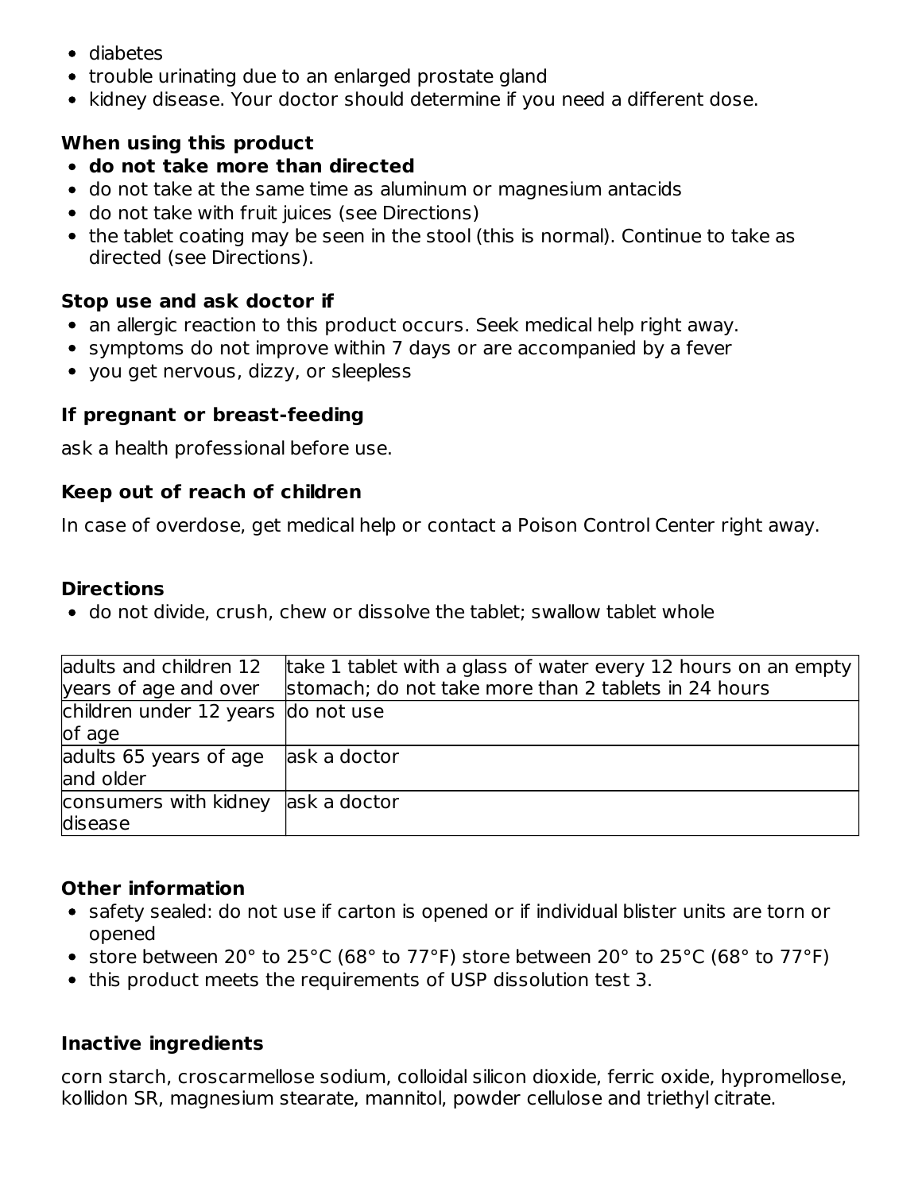- diabetes
- trouble urinating due to an enlarged prostate gland
- kidney disease. Your doctor should determine if you need a different dose.

**When using this product**

- **do not take more than directed**
- do not take at the same time as aluminum or magnesium antacids
- do not take with fruit juices (see Directions)
- the tablet coating may be seen in the stool (this is normal). Continue to take as directed (see Directions).

**Stop use and ask doctor if**

- an allergic reaction to this product occurs. Seek medical help right away.
- symptoms do not improve within 7 days or are accompanied by a fever
- you get nervous, dizzy, or sleepless

**If pregnant or breast-feeding**

ask a health professional before use.

**Keep out of reach of children**

In case of overdose, get medical help or contact a Poison Control Center right away.

**Directions**

- do not divide, crush, chew or dissolve the tablet; swallow tablet whole

| | |
|---|---|
| adults and children 12 years of age and over | take 1 tablet with a glass of water every 12 hours on an empty stomach; do not take more than 2 tablets in 24 hours |
| children under 12 years of age | do not use |
| adults 65 years of age and older | ask a doctor |
| consumers with kidney disease | ask a doctor |

**Other information**

- safety sealed: do not use if carton is opened or if individual blister units are torn or opened
- store between 20° to 25°C (68° to 77°F) store between 20° to 25°C (68° to 77°F)
- this product meets the requirements of USP dissolution test 3.

**Inactive ingredients**

corn starch, croscarmellose sodium, colloidal silicon dioxide, ferric oxide, hypromellose, kollidon SR, magnesium stearate, mannitol, powder cellulose and triethyl citrate.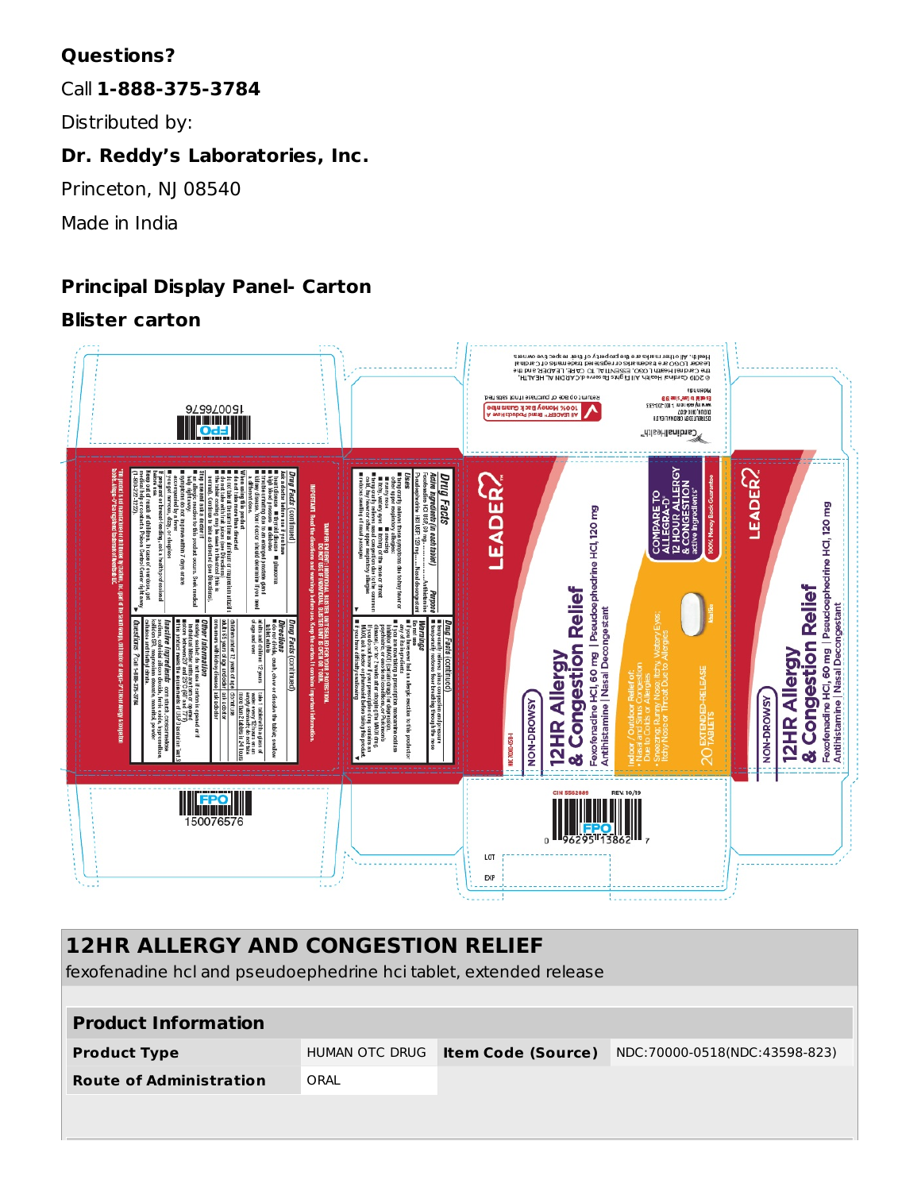**Questions?**

Call **1-888-375-3784**

Distributed by:

**Dr. Reddy's Laboratories, Inc.**

Princeton, NJ 08540

Made in India

**Principal Display Panel- Carton**

**Blister carton**

## 12HR ALLERGY AND CONGESTION RELIEF

fexofenadine hcl and pseudoephedrine hci tablet, extended release

| **Product Information** | | | |
|---|---|---|---|
| **Product Type** | HUMAN OTC DRUG | **Item Code (Source)** | NDC:70000-0518(NDC:43598-823) |
| **Route of Administration** | ORAL | | |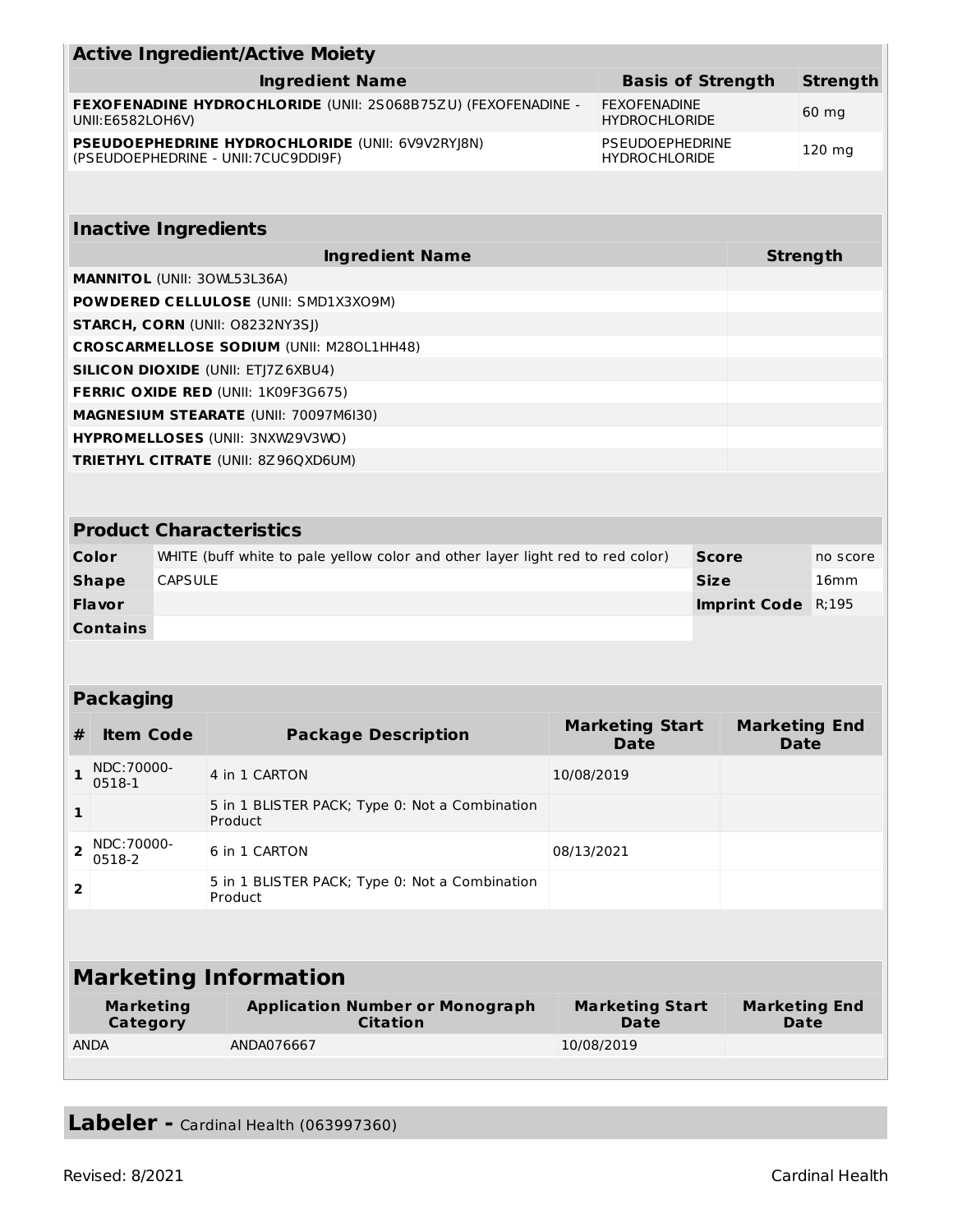## Active Ingredient/Active Moiety

| Ingredient Name | Basis of Strength | Strength |
|---|---|---|
| **FEXOFENADINE HYDROCHLORIDE** (UNII: 2S068B75ZU) (FEXOFENADINE - UNII:E6582LOH6V) | FEXOFENADINE HYDROCHLORIDE | 60 mg |
| **PSEUDOEPHEDRINE HYDROCHLORIDE** (UNII: 6V9V2RYJ8N) (PSEUDOEPHEDRINE - UNII:7CUC9DDI9F) | PSEUDOEPHEDRINE HYDROCHLORIDE | 120 mg |

## Inactive Ingredients

| Ingredient Name | Strength |
|---|---|
| **MANNITOL** (UNII: 3OWL53L36A) | |
| **POWDERED CELLULOSE** (UNII: SMD1X3XO9M) | |
| **STARCH, CORN** (UNII: O8232NY3SJ) | |
| **CROSCARMELLOSE SODIUM** (UNII: M28OL1HH48) | |
| **SILICON DIOXIDE** (UNII: ETJ7Z6XBU4) | |
| **FERRIC OXIDE RED** (UNII: 1K09F3G675) | |
| **MAGNESIUM STEARATE** (UNII: 70097M6I30) | |
| **HYPROMELLOSES** (UNII: 3NXW29V3WO) | |
| **TRIETHYL CITRATE** (UNII: 8Z96QXD6UM) | |

## Product Characteristics

| | | | |
|---|---|---|---|
| **Color** | WHITE (buff white to pale yellow color and other layer light red to red color) | **Score** | no score |
| **Shape** | CAPSULE | **Size** | 16mm |
| **Flavor** | | **Imprint Code** | R;195 |
| **Contains** | | | |

## Packaging

| # | Item Code | Package Description | Marketing Start Date | Marketing End Date |
|---|---|---|---|---|
| 1 | NDC:70000-0518-1 | 4 in 1 CARTON | 10/08/2019 | |
| 1 | | 5 in 1 BLISTER PACK; Type 0: Not a Combination Product | | |
| 2 | NDC:70000-0518-2 | 6 in 1 CARTON | 08/13/2021 | |
| 2 | | 5 in 1 BLISTER PACK; Type 0: Not a Combination Product | | |

## Marketing Information

| Marketing Category | Application Number or Monograph Citation | Marketing Start Date | Marketing End Date |
|---|---|---|---|
| ANDA | ANDA076667 | 10/08/2019 | |

## Labeler - Cardinal Health (063997360)

Revised: 8/2021

Cardinal Health